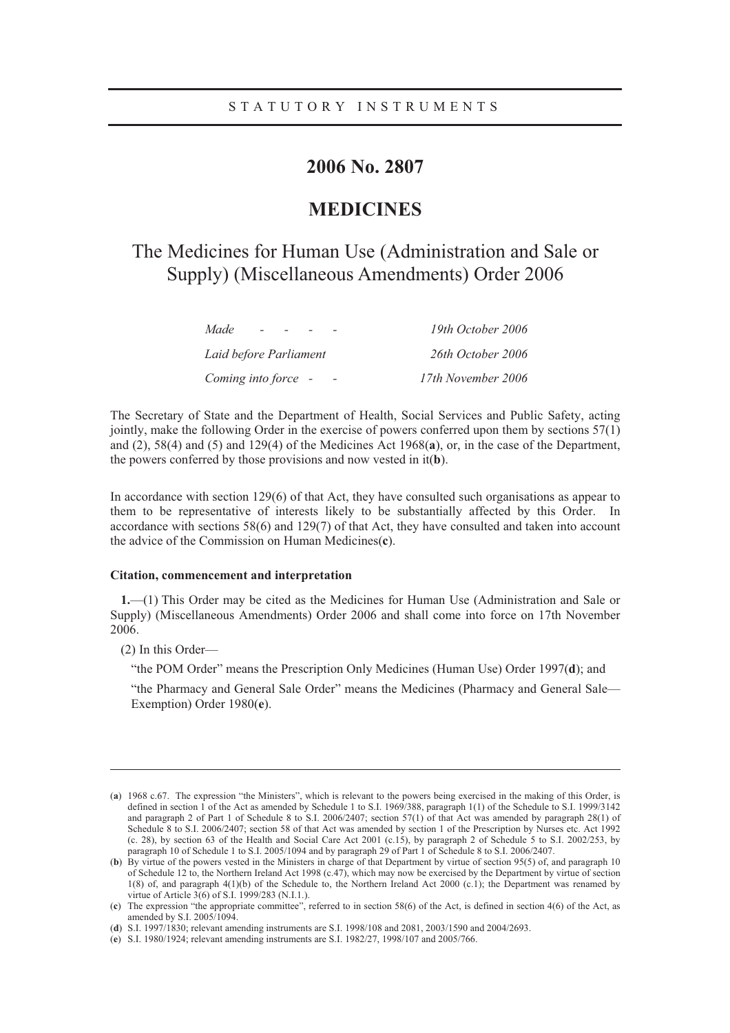STATUTORY INSTRUMENTS

# 2006 No. 2807

# MEDICINES

## The Medicines for Human Use (Administration and Sale or Supply) (Miscellaneous Amendments) Order 2006

| | |
|---|---|
| *Made - - - -* | *19th October 2006* |
| *Laid before Parliament* | *26th October 2006* |
| *Coming into force - -* | *17th November 2006* |

The Secretary of State and the Department of Health, Social Services and Public Safety, acting jointly, make the following Order in the exercise of powers conferred upon them by sections 57(1) and (2), 58(4) and (5) and 129(4) of the Medicines Act 1968(**a**), or, in the case of the Department, the powers conferred by those provisions and now vested in it(**b**).

In accordance with section 129(6) of that Act, they have consulted such organisations as appear to them to be representative of interests likely to be substantially affected by this Order. In accordance with sections 58(6) and 129(7) of that Act, they have consulted and taken into account the advice of the Commission on Human Medicines(**c**).

**Citation, commencement and interpretation**

**1.**—(1) This Order may be cited as the Medicines for Human Use (Administration and Sale or Supply) (Miscellaneous Amendments) Order 2006 and shall come into force on 17th November 2006.

(2) In this Order—

"the POM Order" means the Prescription Only Medicines (Human Use) Order 1997(**d**); and

"the Pharmacy and General Sale Order" means the Medicines (Pharmacy and General Sale—Exemption) Order 1980(**e**).

---

(**a**) 1968 c.67. The expression "the Ministers", which is relevant to the powers being exercised in the making of this Order, is defined in section 1 of the Act as amended by Schedule 1 to S.I. 1969/388, paragraph 1(1) of the Schedule to S.I. 1999/3142 and paragraph 2 of Part 1 of Schedule 8 to S.I. 2006/2407; section 57(1) of that Act was amended by paragraph 28(1) of Schedule 8 to S.I. 2006/2407; section 58 of that Act was amended by section 1 of the Prescription by Nurses etc. Act 1992 (c. 28), by section 63 of the Health and Social Care Act 2001 (c.15), by paragraph 2 of Schedule 5 to S.I. 2002/253, by paragraph 10 of Schedule 1 to S.I. 2005/1094 and by paragraph 29 of Part 1 of Schedule 8 to S.I. 2006/2407.

(**b**) By virtue of the powers vested in the Ministers in charge of that Department by virtue of section 95(5) of, and paragraph 10 of Schedule 12 to, the Northern Ireland Act 1998 (c.47), which may now be exercised by the Department by virtue of section 1(8) of, and paragraph 4(1)(b) of the Schedule to, the Northern Ireland Act 2000 (c.1); the Department was renamed by virtue of Article 3(6) of S.I. 1999/283 (N.I.1.).

(**c**) The expression "the appropriate committee", referred to in section 58(6) of the Act, is defined in section 4(6) of the Act, as amended by S.I. 2005/1094.

(**d**) S.I. 1997/1830; relevant amending instruments are S.I. 1998/108 and 2081, 2003/1590 and 2004/2693.

(**e**) S.I. 1980/1924; relevant amending instruments are S.I. 1982/27, 1998/107 and 2005/766.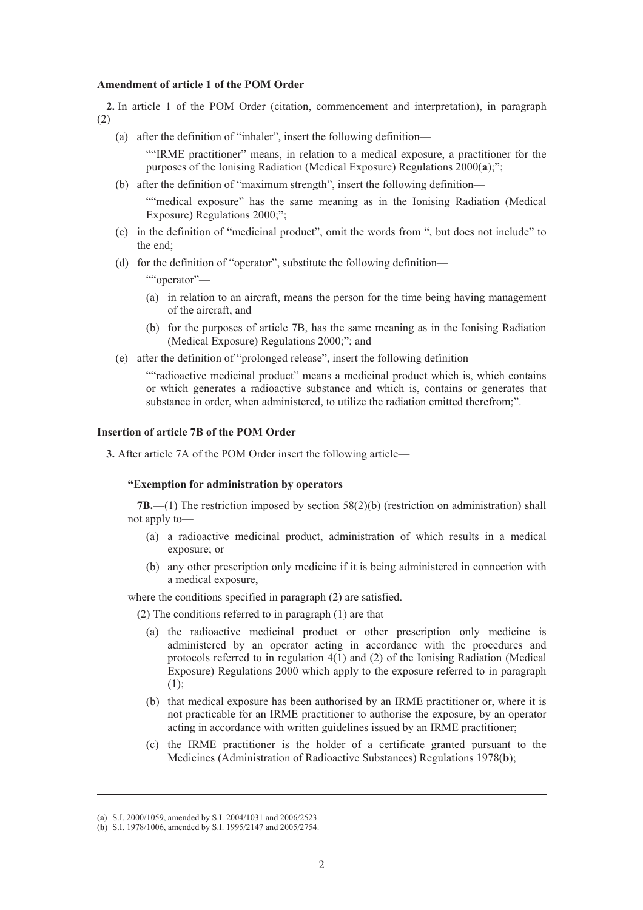**Amendment of article 1 of the POM Order**

**2.** In article 1 of the POM Order (citation, commencement and interpretation), in paragraph (2)—

(a) after the definition of "inhaler", insert the following definition—

""IRME practitioner" means, in relation to a medical exposure, a practitioner for the purposes of the Ionising Radiation (Medical Exposure) Regulations 2000(**a**);";

(b) after the definition of "maximum strength", insert the following definition—

""medical exposure" has the same meaning as in the Ionising Radiation (Medical Exposure) Regulations 2000;";

(c) in the definition of "medicinal product", omit the words from ", but does not include" to the end;

(d) for the definition of "operator", substitute the following definition—

""operator"—

(a) in relation to an aircraft, means the person for the time being having management of the aircraft, and

(b) for the purposes of article 7B, has the same meaning as in the Ionising Radiation (Medical Exposure) Regulations 2000;"; and

(e) after the definition of "prolonged release", insert the following definition—

""radioactive medicinal product" means a medicinal product which is, which contains or which generates a radioactive substance and which is, contains or generates that substance in order, when administered, to utilize the radiation emitted therefrom;".

**Insertion of article 7B of the POM Order**

**3.** After article 7A of the POM Order insert the following article—

**"Exemption for administration by operators**

**7B.**—(1) The restriction imposed by section 58(2)(b) (restriction on administration) shall not apply to—

(a) a radioactive medicinal product, administration of which results in a medical exposure; or

(b) any other prescription only medicine if it is being administered in connection with a medical exposure,

where the conditions specified in paragraph (2) are satisfied.

(2) The conditions referred to in paragraph (1) are that—

(a) the radioactive medicinal product or other prescription only medicine is administered by an operator acting in accordance with the procedures and protocols referred to in regulation 4(1) and (2) of the Ionising Radiation (Medical Exposure) Regulations 2000 which apply to the exposure referred to in paragraph (1);

(b) that medical exposure has been authorised by an IRME practitioner or, where it is not practicable for an IRME practitioner to authorise the exposure, by an operator acting in accordance with written guidelines issued by an IRME practitioner;

(c) the IRME practitioner is the holder of a certificate granted pursuant to the Medicines (Administration of Radioactive Substances) Regulations 1978(**b**);

---

(**a**) S.I. 2000/1059, amended by S.I. 2004/1031 and 2006/2523.

(**b**) S.I. 1978/1006, amended by S.I. 1995/2147 and 2005/2754.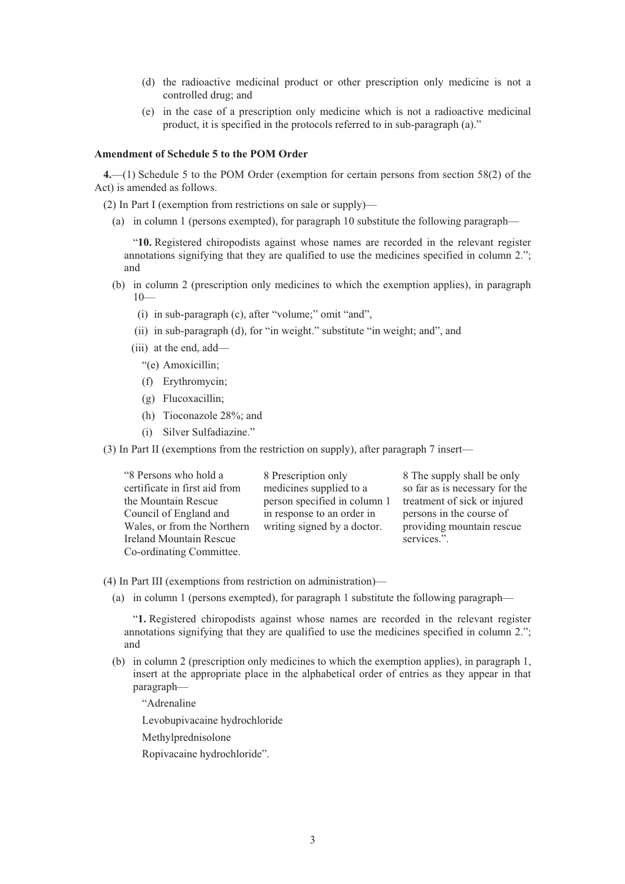(d) the radioactive medicinal product or other prescription only medicine is not a controlled drug; and

(e) in the case of a prescription only medicine which is not a radioactive medicinal product, it is specified in the protocols referred to in sub-paragraph (a)."

**Amendment of Schedule 5 to the POM Order**

**4.**—(1) Schedule 5 to the POM Order (exemption for certain persons from section 58(2) of the Act) is amended as follows.

(2) In Part I (exemption from restrictions on sale or supply)—

(a) in column 1 (persons exempted), for paragraph 10 substitute the following paragraph—

"**10.** Registered chiropodists against whose names are recorded in the relevant register annotations signifying that they are qualified to use the medicines specified in column 2."; and

(b) in column 2 (prescription only medicines to which the exemption applies), in paragraph 10—

(i) in sub-paragraph (c), after "volume;" omit "and",

(ii) in sub-paragraph (d), for "in weight." substitute "in weight; and", and

(iii) at the end, add—

"(e) Amoxicillin;

(f) Erythromycin;

(g) Flucoxacillin;

(h) Tioconazole 28%; and

(i) Silver Sulfadiazine."

(3) In Part II (exemptions from the restriction on supply), after paragraph 7 insert—

| | | |
|---|---|---|
| "8 Persons who hold a certificate in first aid from the Mountain Rescue Council of England and Wales, or from the Northern Ireland Mountain Rescue Co-ordinating Committee. | 8 Prescription only medicines supplied to a person specified in column 1 in response to an order in writing signed by a doctor. | 8 The supply shall be only so far as is necessary for the treatment of sick or injured persons in the course of providing mountain rescue services.". |

(4) In Part III (exemptions from restriction on administration)—

(a) in column 1 (persons exempted), for paragraph 1 substitute the following paragraph—

"**1.** Registered chiropodists against whose names are recorded in the relevant register annotations signifying that they are qualified to use the medicines specified in column 2."; and

(b) in column 2 (prescription only medicines to which the exemption applies), in paragraph 1, insert at the appropriate place in the alphabetical order of entries as they appear in that paragraph—

"Adrenaline

Levobupivacaine hydrochloride

Methylprednisolone

Ropivacaine hydrochloride".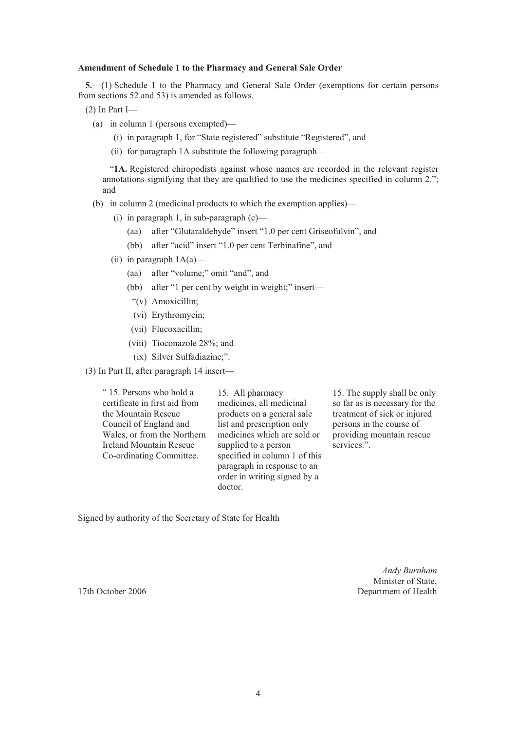**Amendment of Schedule 1 to the Pharmacy and General Sale Order**

**5.**—(1) Schedule 1 to the Pharmacy and General Sale Order (exemptions for certain persons from sections 52 and 53) is amended as follows.

(2) In Part I—

(a) in column 1 (persons exempted)—

(i) in paragraph 1, for "State registered" substitute "Registered", and

(ii) for paragraph 1A substitute the following paragraph—

"**1A.** Registered chiropodists against whose names are recorded in the relevant register annotations signifying that they are qualified to use the medicines specified in column 2."; and

(b) in column 2 (medicinal products to which the exemption applies)—

(i) in paragraph 1, in sub-paragraph (c)—

(aa) after "Glutaraldehyde" insert "1.0 per cent Griseofulvin", and

(bb) after "acid" insert "1.0 per cent Terbinafine", and

(ii) in paragraph 1A(a)—

(aa) after "volume;" omit "and", and

(bb) after "1 per cent by weight in weight;" insert—

"(v) Amoxicillin;

(vi) Erythromycin;

(vii) Flucoxacillin;

(viii) Tioconazole 28%; and

(ix) Silver Sulfadiazine;".

(3) In Part II, after paragraph 14 insert—

| | | |
|---|---|---|
| " 15. Persons who hold a certificate in first aid from the Mountain Rescue Council of England and Wales, or from the Northern Ireland Mountain Rescue Co-ordinating Committee. | 15. All pharmacy medicines, all medicinal products on a general sale list and prescription only medicines which are sold or supplied to a person specified in column 1 of this paragraph in response to an order in writing signed by a doctor. | 15. The supply shall be only so far as is necessary for the treatment of sick or injured persons in the course of providing mountain rescue services.". |

Signed by authority of the Secretary of State for Health

*Andy Burnham*
Minister of State,
Department of Health

17th October 2006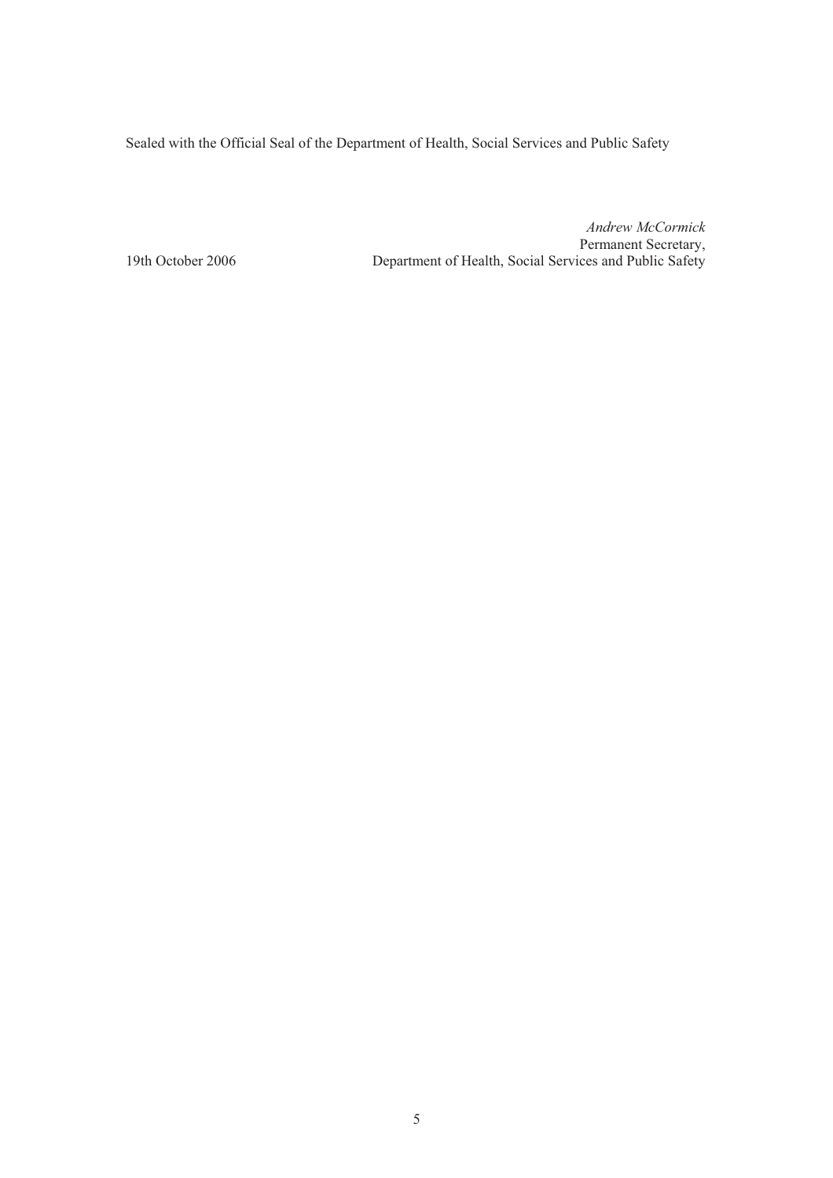Sealed with the Official Seal of the Department of Health, Social Services and Public Safety

*Andrew McCormick*
Permanent Secretary,
Department of Health, Social Services and Public Safety

19th October 2006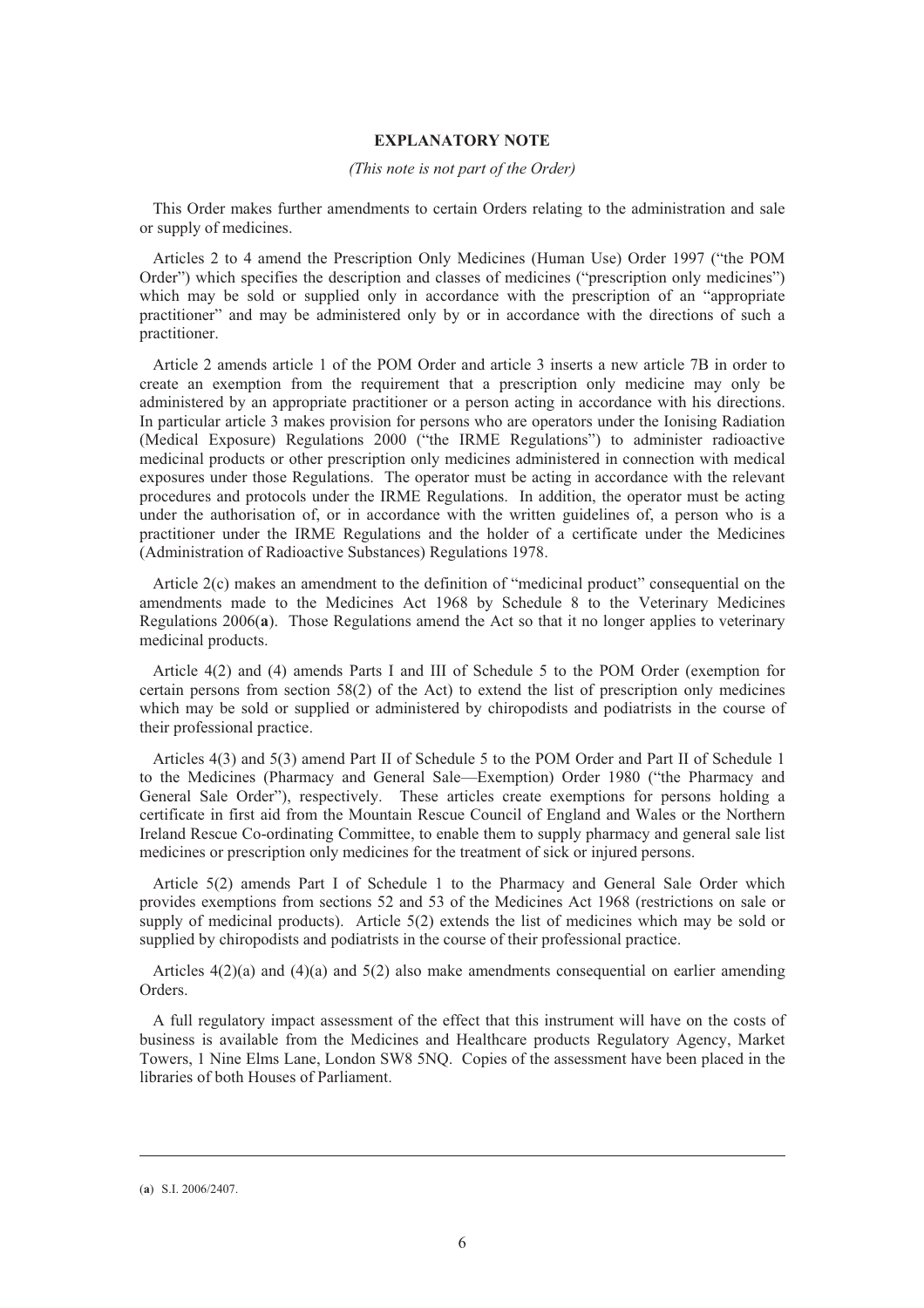**EXPLANATORY NOTE**

*(This note is not part of the Order)*

This Order makes further amendments to certain Orders relating to the administration and sale or supply of medicines.

Articles 2 to 4 amend the Prescription Only Medicines (Human Use) Order 1997 ("the POM Order") which specifies the description and classes of medicines ("prescription only medicines") which may be sold or supplied only in accordance with the prescription of an "appropriate practitioner" and may be administered only by or in accordance with the directions of such a practitioner.

Article 2 amends article 1 of the POM Order and article 3 inserts a new article 7B in order to create an exemption from the requirement that a prescription only medicine may only be administered by an appropriate practitioner or a person acting in accordance with his directions. In particular article 3 makes provision for persons who are operators under the Ionising Radiation (Medical Exposure) Regulations 2000 ("the IRME Regulations") to administer radioactive medicinal products or other prescription only medicines administered in connection with medical exposures under those Regulations. The operator must be acting in accordance with the relevant procedures and protocols under the IRME Regulations. In addition, the operator must be acting under the authorisation of, or in accordance with the written guidelines of, a person who is a practitioner under the IRME Regulations and the holder of a certificate under the Medicines (Administration of Radioactive Substances) Regulations 1978.

Article 2(c) makes an amendment to the definition of "medicinal product" consequential on the amendments made to the Medicines Act 1968 by Schedule 8 to the Veterinary Medicines Regulations 2006(**a**). Those Regulations amend the Act so that it no longer applies to veterinary medicinal products.

Article 4(2) and (4) amends Parts I and III of Schedule 5 to the POM Order (exemption for certain persons from section 58(2) of the Act) to extend the list of prescription only medicines which may be sold or supplied or administered by chiropodists and podiatrists in the course of their professional practice.

Articles 4(3) and 5(3) amend Part II of Schedule 5 to the POM Order and Part II of Schedule 1 to the Medicines (Pharmacy and General Sale—Exemption) Order 1980 ("the Pharmacy and General Sale Order"), respectively. These articles create exemptions for persons holding a certificate in first aid from the Mountain Rescue Council of England and Wales or the Northern Ireland Rescue Co-ordinating Committee, to enable them to supply pharmacy and general sale list medicines or prescription only medicines for the treatment of sick or injured persons.

Article 5(2) amends Part I of Schedule 1 to the Pharmacy and General Sale Order which provides exemptions from sections 52 and 53 of the Medicines Act 1968 (restrictions on sale or supply of medicinal products). Article 5(2) extends the list of medicines which may be sold or supplied by chiropodists and podiatrists in the course of their professional practice.

Articles 4(2)(a) and (4)(a) and 5(2) also make amendments consequential on earlier amending Orders.

A full regulatory impact assessment of the effect that this instrument will have on the costs of business is available from the Medicines and Healthcare products Regulatory Agency, Market Towers, 1 Nine Elms Lane, London SW8 5NQ. Copies of the assessment have been placed in the libraries of both Houses of Parliament.

---

(**a**) S.I. 2006/2407.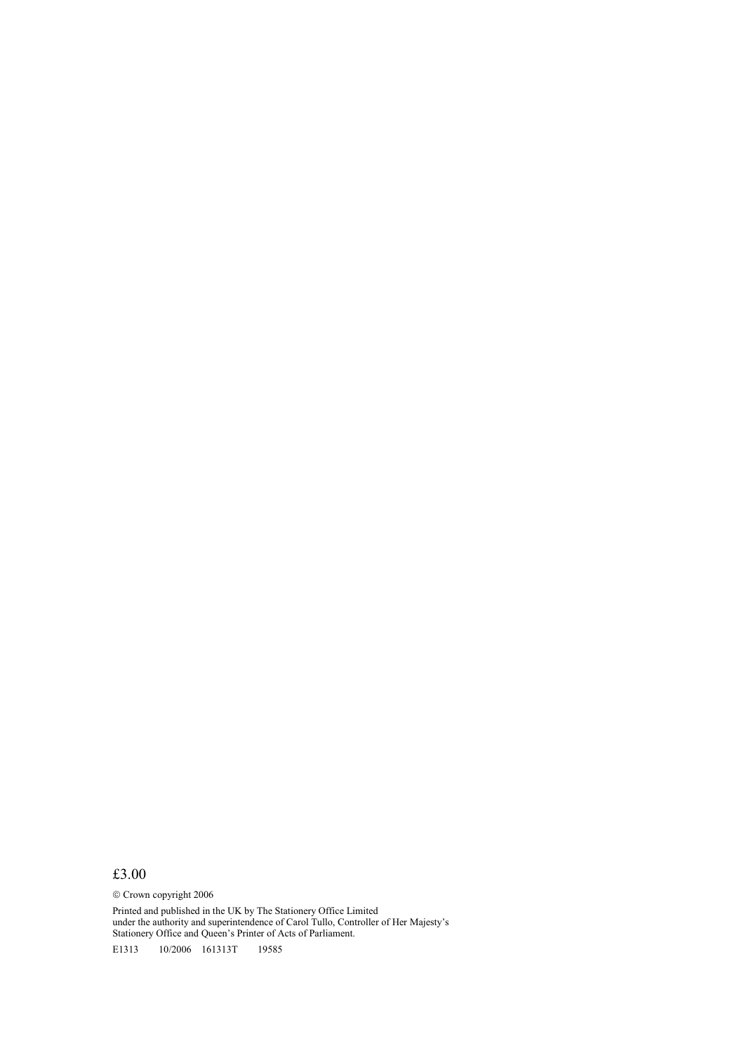£3.00

© Crown copyright 2006

Printed and published in the UK by The Stationery Office Limited
under the authority and superintendence of Carol Tullo, Controller of Her Majesty's
Stationery Office and Queen's Printer of Acts of Parliament.

E1313 10/2006 161313T 19585